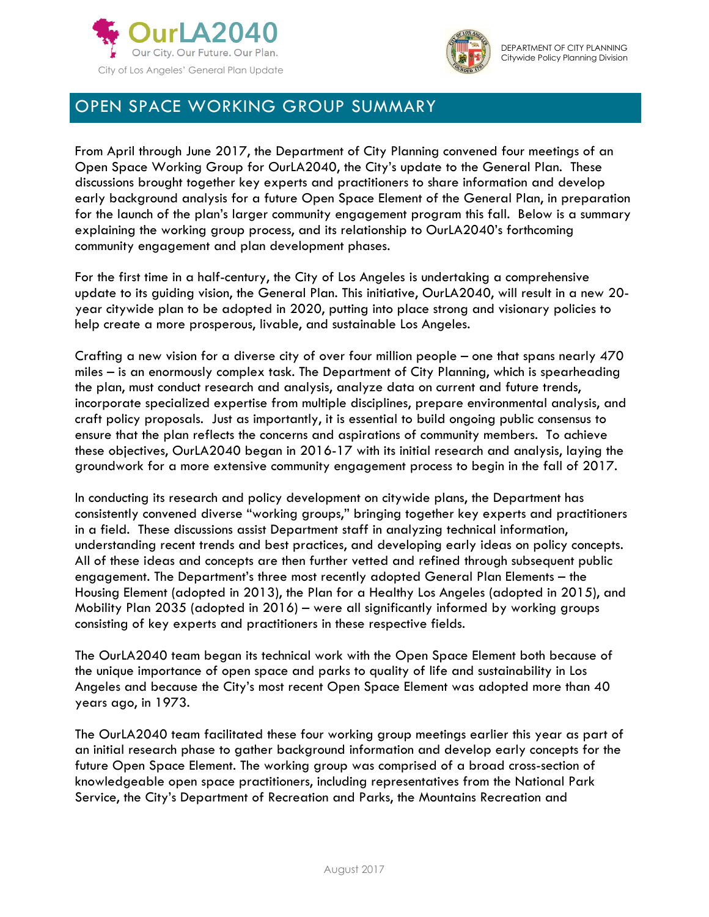OurLA2040

Our City. Our Future. Our Plan.

City of Los Angeles' General Plan Update

DEPARTMENT OF CITY PLANNING
Citywide Policy Planning Division

# OPEN SPACE WORKING GROUP SUMMARY

From April through June 2017, the Department of City Planning convened four meetings of an Open Space Working Group for OurLA2040, the City's update to the General Plan. These discussions brought together key experts and practitioners to share information and develop early background analysis for a future Open Space Element of the General Plan, in preparation for the launch of the plan's larger community engagement program this fall. Below is a summary explaining the working group process, and its relationship to OurLA2040's forthcoming community engagement and plan development phases.

For the first time in a half-century, the City of Los Angeles is undertaking a comprehensive update to its guiding vision, the General Plan. This initiative, OurLA2040, will result in a new 20-year citywide plan to be adopted in 2020, putting into place strong and visionary policies to help create a more prosperous, livable, and sustainable Los Angeles.

Crafting a new vision for a diverse city of over four million people – one that spans nearly 470 miles – is an enormously complex task. The Department of City Planning, which is spearheading the plan, must conduct research and analysis, analyze data on current and future trends, incorporate specialized expertise from multiple disciplines, prepare environmental analysis, and craft policy proposals. Just as importantly, it is essential to build ongoing public consensus to ensure that the plan reflects the concerns and aspirations of community members. To achieve these objectives, OurLA2040 began in 2016-17 with its initial research and analysis, laying the groundwork for a more extensive community engagement process to begin in the fall of 2017.

In conducting its research and policy development on citywide plans, the Department has consistently convened diverse "working groups," bringing together key experts and practitioners in a field. These discussions assist Department staff in analyzing technical information, understanding recent trends and best practices, and developing early ideas on policy concepts. All of these ideas and concepts are then further vetted and refined through subsequent public engagement. The Department's three most recently adopted General Plan Elements – the Housing Element (adopted in 2013), the Plan for a Healthy Los Angeles (adopted in 2015), and Mobility Plan 2035 (adopted in 2016) – were all significantly informed by working groups consisting of key experts and practitioners in these respective fields.

The OurLA2040 team began its technical work with the Open Space Element both because of the unique importance of open space and parks to quality of life and sustainability in Los Angeles and because the City's most recent Open Space Element was adopted more than 40 years ago, in 1973.

The OurLA2040 team facilitated these four working group meetings earlier this year as part of an initial research phase to gather background information and develop early concepts for the future Open Space Element. The working group was comprised of a broad cross-section of knowledgeable open space practitioners, including representatives from the National Park Service, the City's Department of Recreation and Parks, the Mountains Recreation and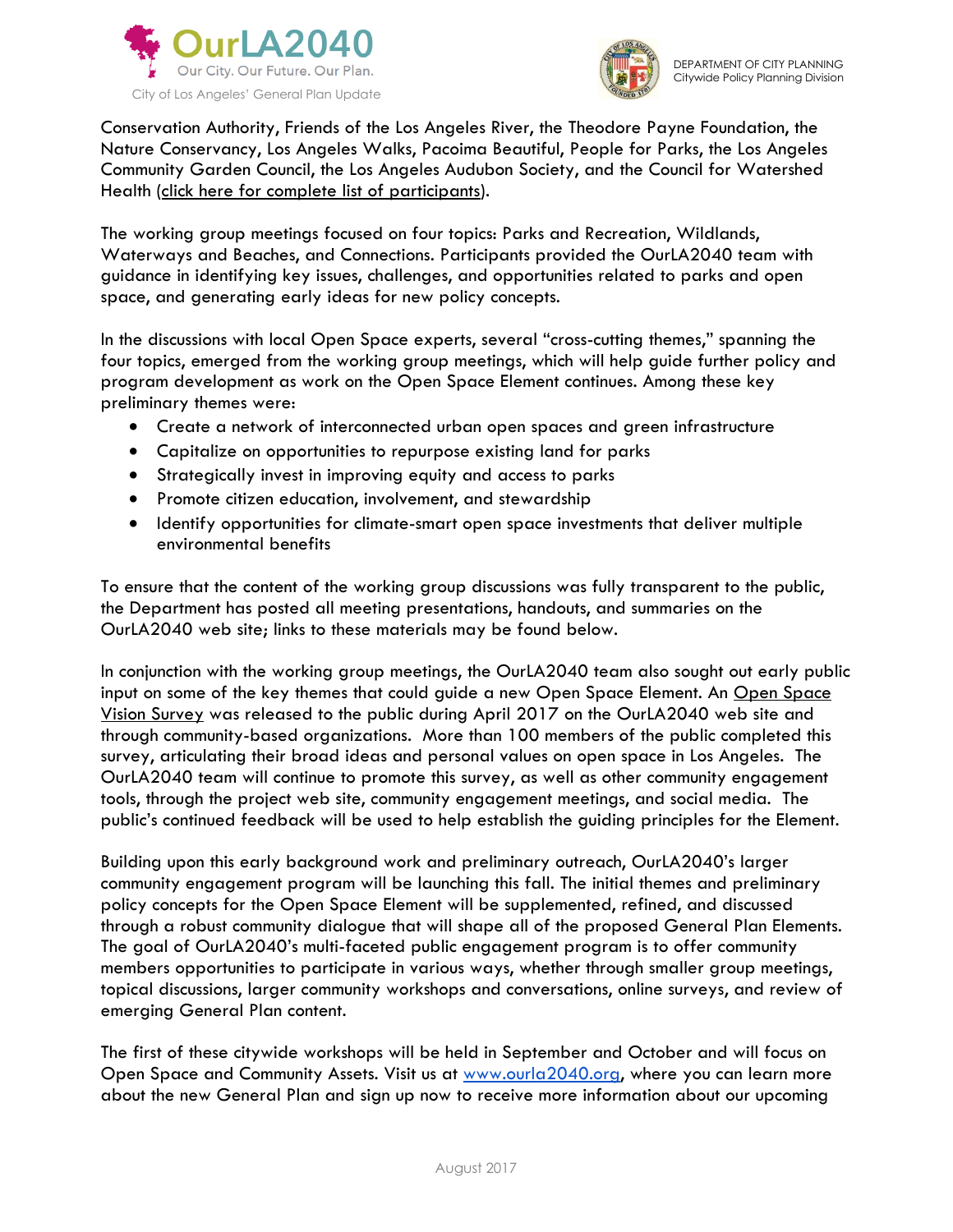Conservation Authority, Friends of the Los Angeles River, the Theodore Payne Foundation, the Nature Conservancy, Los Angeles Walks, Pacoima Beautiful, People for Parks, the Los Angeles Community Garden Council, the Los Angeles Audubon Society, and the Council for Watershed Health (click here for complete list of participants).

The working group meetings focused on four topics: Parks and Recreation, Wildlands, Waterways and Beaches, and Connections. Participants provided the OurLA2040 team with guidance in identifying key issues, challenges, and opportunities related to parks and open space, and generating early ideas for new policy concepts.

In the discussions with local Open Space experts, several "cross-cutting themes," spanning the four topics, emerged from the working group meetings, which will help guide further policy and program development as work on the Open Space Element continues. Among these key preliminary themes were:

- Create a network of interconnected urban open spaces and green infrastructure
- Capitalize on opportunities to repurpose existing land for parks
- Strategically invest in improving equity and access to parks
- Promote citizen education, involvement, and stewardship
- Identify opportunities for climate-smart open space investments that deliver multiple environmental benefits

To ensure that the content of the working group discussions was fully transparent to the public, the Department has posted all meeting presentations, handouts, and summaries on the OurLA2040 web site; links to these materials may be found below.

In conjunction with the working group meetings, the OurLA2040 team also sought out early public input on some of the key themes that could guide a new Open Space Element. An Open Space Vision Survey was released to the public during April 2017 on the OurLA2040 web site and through community-based organizations. More than 100 members of the public completed this survey, articulating their broad ideas and personal values on open space in Los Angeles. The OurLA2040 team will continue to promote this survey, as well as other community engagement tools, through the project web site, community engagement meetings, and social media. The public's continued feedback will be used to help establish the guiding principles for the Element.

Building upon this early background work and preliminary outreach, OurLA2040's larger community engagement program will be launching this fall. The initial themes and preliminary policy concepts for the Open Space Element will be supplemented, refined, and discussed through a robust community dialogue that will shape all of the proposed General Plan Elements. The goal of OurLA2040's multi-faceted public engagement program is to offer community members opportunities to participate in various ways, whether through smaller group meetings, topical discussions, larger community workshops and conversations, online surveys, and review of emerging General Plan content.

The first of these citywide workshops will be held in September and October and will focus on Open Space and Community Assets. Visit us at www.ourla2040.org, where you can learn more about the new General Plan and sign up now to receive more information about our upcoming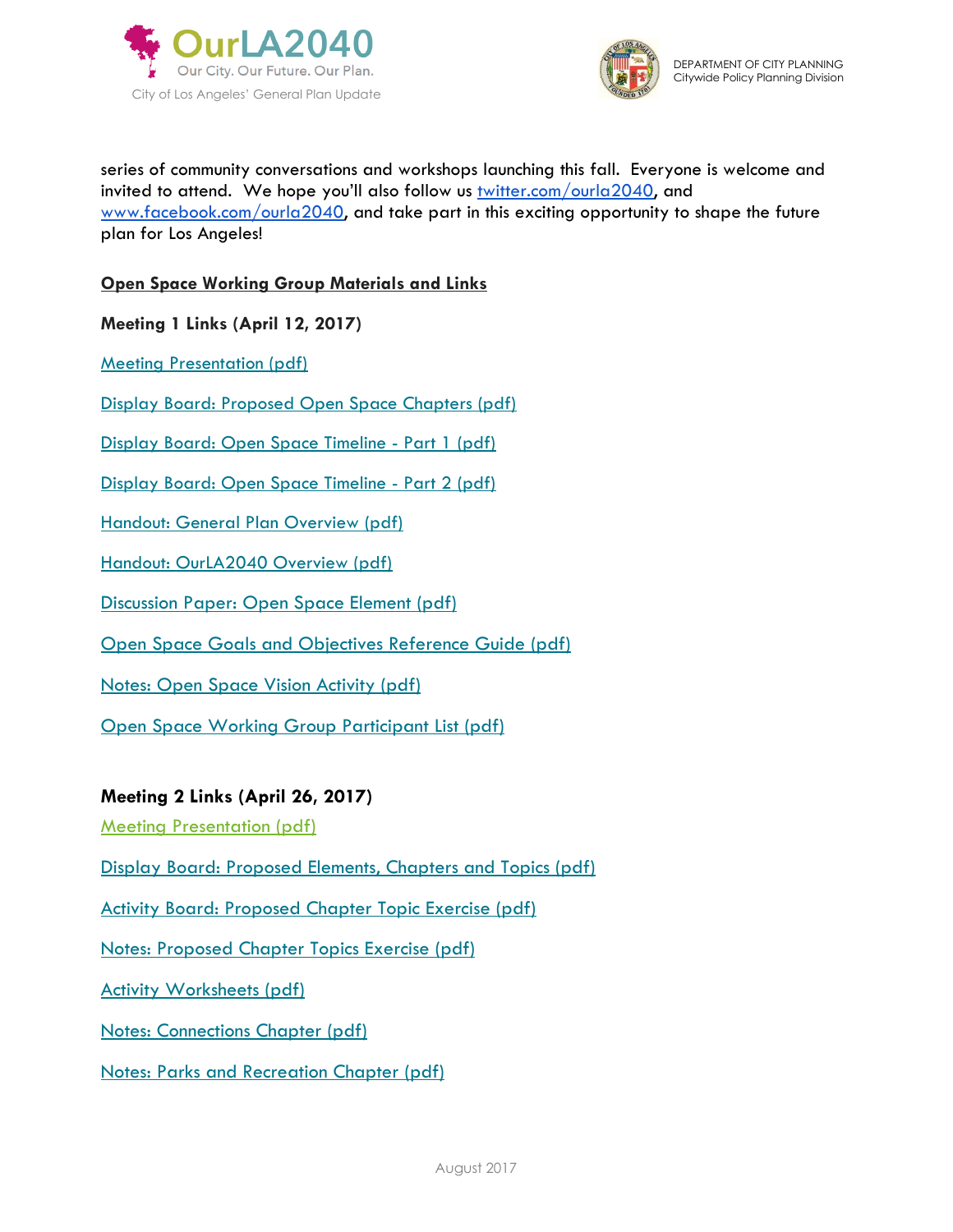series of community conversations and workshops launching this fall. Everyone is welcome and invited to attend. We hope you'll also follow us [twitter.com/ourla2040](twitter.com/ourla2040), and [www.facebook.com/ourla2040](www.facebook.com/ourla2040), and take part in this exciting opportunity to shape the future plan for Los Angeles!

## Open Space Working Group Materials and Links

### Meeting 1 Links (April 12, 2017)

Meeting Presentation (pdf)

Display Board: Proposed Open Space Chapters (pdf)

Display Board: Open Space Timeline - Part 1 (pdf)

Display Board: Open Space Timeline - Part 2 (pdf)

Handout: General Plan Overview (pdf)

Handout: OurLA2040 Overview (pdf)

Discussion Paper: Open Space Element (pdf)

Open Space Goals and Objectives Reference Guide (pdf)

Notes: Open Space Vision Activity (pdf)

Open Space Working Group Participant List (pdf)

### Meeting 2 Links (April 26, 2017)

Meeting Presentation (pdf)

Display Board: Proposed Elements, Chapters and Topics (pdf)

Activity Board: Proposed Chapter Topic Exercise (pdf)

Notes: Proposed Chapter Topics Exercise (pdf)

Activity Worksheets (pdf)

Notes: Connections Chapter (pdf)

Notes: Parks and Recreation Chapter (pdf)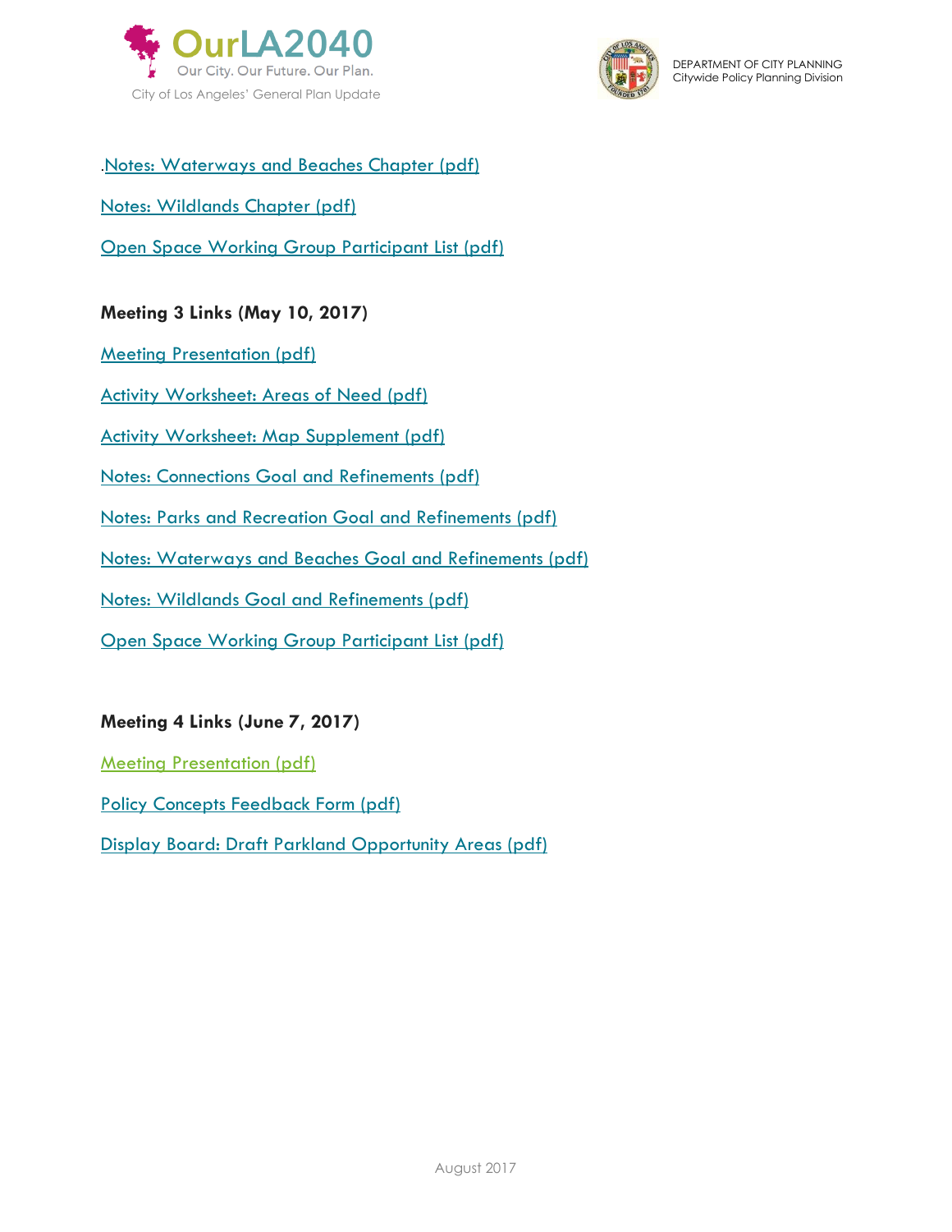.Notes: Waterways and Beaches Chapter (pdf)

Notes: Wildlands Chapter (pdf)

Open Space Working Group Participant List (pdf)

**Meeting 3 Links (May 10, 2017)**

Meeting Presentation (pdf)

Activity Worksheet: Areas of Need (pdf)

Activity Worksheet: Map Supplement (pdf)

Notes: Connections Goal and Refinements (pdf)

Notes: Parks and Recreation Goal and Refinements (pdf)

Notes: Waterways and Beaches Goal and Refinements (pdf)

Notes: Wildlands Goal and Refinements (pdf)

Open Space Working Group Participant List (pdf)

**Meeting 4 Links (June 7, 2017)**

Meeting Presentation (pdf)

Policy Concepts Feedback Form (pdf)

Display Board: Draft Parkland Opportunity Areas (pdf)